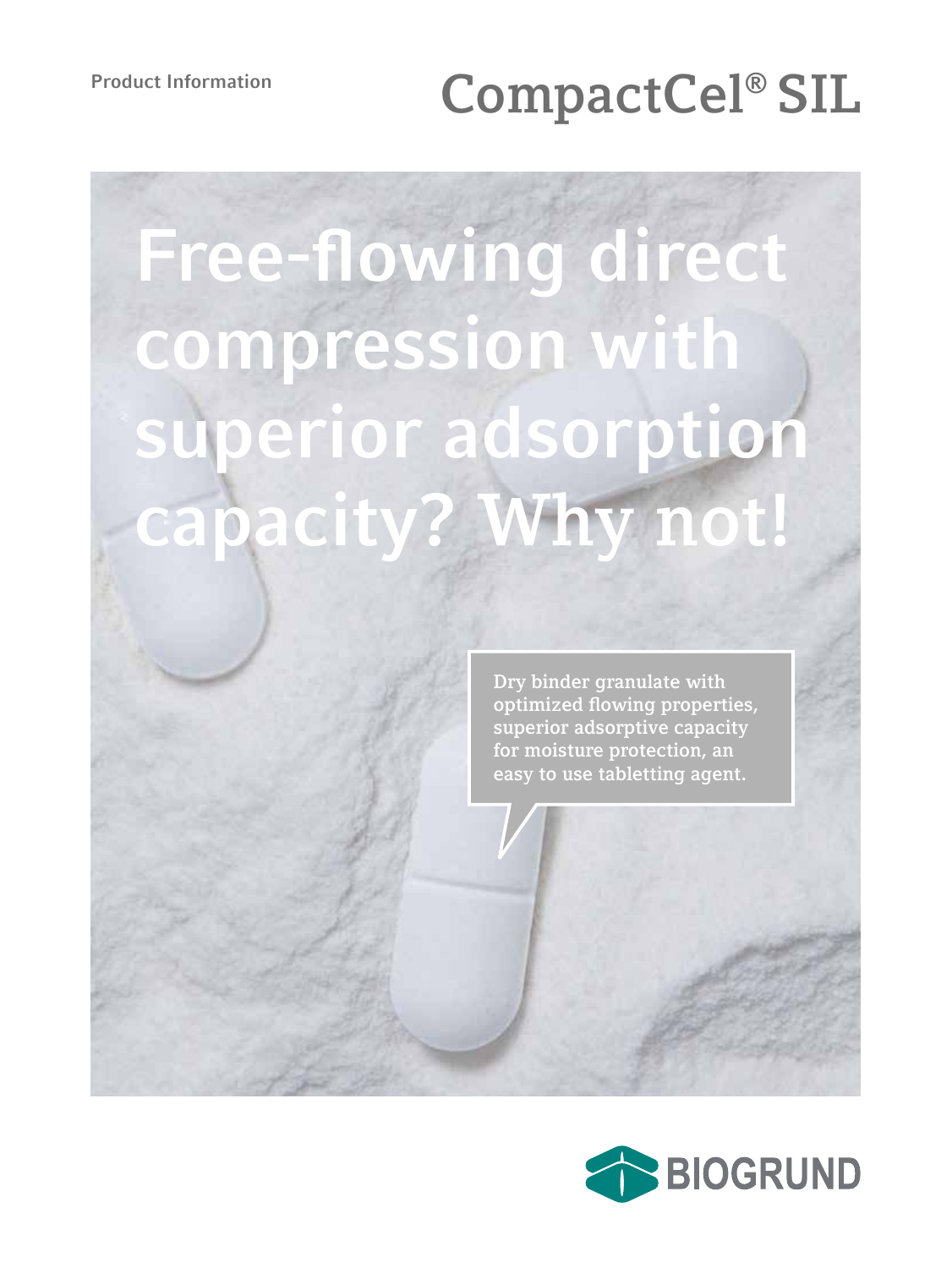Product Information

# CompactCel® SIL

# Free-flowing direct compression with superior adsorption capacity? Why not!

Dry binder granulate with optimized flowing properties, superior adsorptive capacity for moisture protection, an easy to use tabletting agent.

BIOGRUND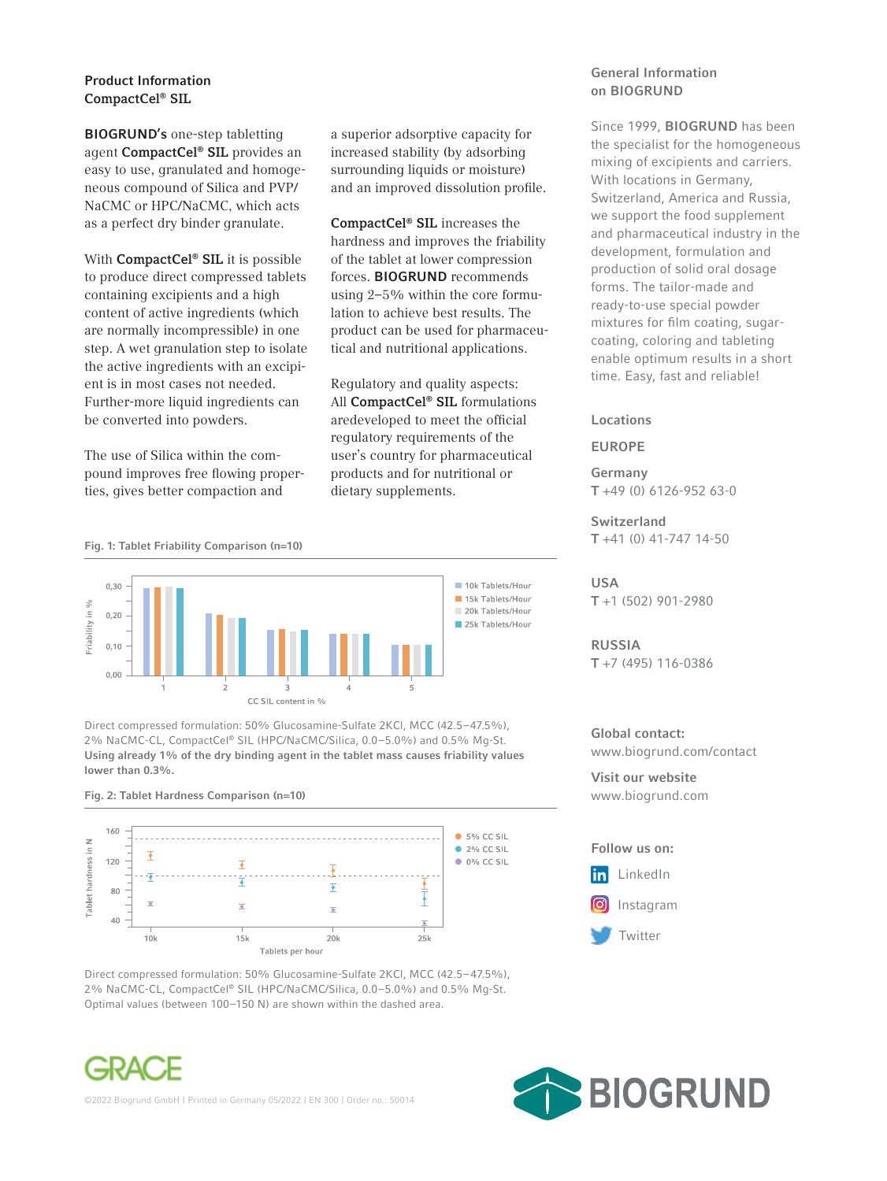## Product Information CompactCel® SIL

**BIOGRUND's** one-step tabletting agent **CompactCel® SIL** provides an easy to use, granulated and homogeneous compound of Silica and PVP/NaCMC or HPC/NaCMC, which acts as a perfect dry binder granulate.

With **CompactCel® SIL** it is possible to produce direct compressed tablets containing excipients and a high content of active ingredients (which are normally incompressible) in one step. A wet granulation step to isolate the active ingredients with an excipient is in most cases not needed. Further-more liquid ingredients can be converted into powders.

The use of Silica within the compound improves free flowing properties, gives better compaction and a superior adsorptive capacity for increased stability (by adsorbing surrounding liquids or moisture) and an improved dissolution profile.

**CompactCel® SIL** increases the hardness and improves the friability of the tablet at lower compression forces. **BIOGRUND** recommends using 2–5% within the core formulation to achieve best results. The product can be used for pharmaceutical and nutritional applications.

Regulatory and quality aspects:
All **CompactCel® SIL** formulations aredeveloped to meet the official regulatory requirements of the user's country for pharmaceutical products and for nutritional or dietary supplements.

**Fig. 1: Tablet Friability Comparison (n=10)**

Friability in %
0,30
0,20
0,10
0,00
1
2
3
4
5
CC SIL content in %
10k Tablets/Hour
15k Tablets/Hour
20k Tablets/Hour
25k Tablets/Hour

Direct compressed formulation: 50% Glucosamine-Sulfate 2KCl, MCC (42.5–47.5%), 2% NaCMC-CL, CompactCel® SIL (HPC/NaCMC/Silica, 0.0–5.0%) and 0.5% Mg-St.
**Using already 1% of the dry binding agent in the tablet mass causes friability values lower than 0.3%.**

**Fig. 2: Tablet Hardness Comparison (n=10)**

Tablet hardness in N
160
120
80
40
10k
15k
20k
25k
Tablets per hour
5% CC SIL
2% CC SIL
0% CC SIL

Direct compressed formulation: 50% Glucosamine-Sulfate 2KCl, MCC (42.5–47.5%), 2% NaCMC-CL, CompactCel® SIL (HPC/NaCMC/Silica, 0.0–5.0%) and 0.5% Mg-St.
Optimal values (between 100–150 N) are shown within the dashed area.

## General Information on BIOGRUND

Since 1999, **BIOGRUND** has been the specialist for the homogeneous mixing of excipients and carriers. With locations in Germany, Switzerland, America and Russia, we support the food supplement and pharmaceutical industry in the development, formulation and production of solid oral dosage forms. The tailor-made and ready-to-use special powder mixtures for film coating, sugar-coating, coloring and tableting enable optimum results in a short time. Easy, fast and reliable!

### Locations

**EUROPE**

**Germany**
**T** +49 (0) 6126-952 63-0

**Switzerland**
**T** +41 (0) 41-747 14-50

**USA**
**T** +1 (502) 901-2980

**RUSSIA**
**T** +7 (495) 116-0386

**Global contact:**
www.biogrund.com/contact

**Visit our website**
www.biogrund.com

**Follow us on:**
LinkedIn
Instagram
Twitter

GRACE

©2022 Biogrund GmbH | Printed in Germany 05/2022 | EN 300 | Order no.: 50014

BIOGRUND